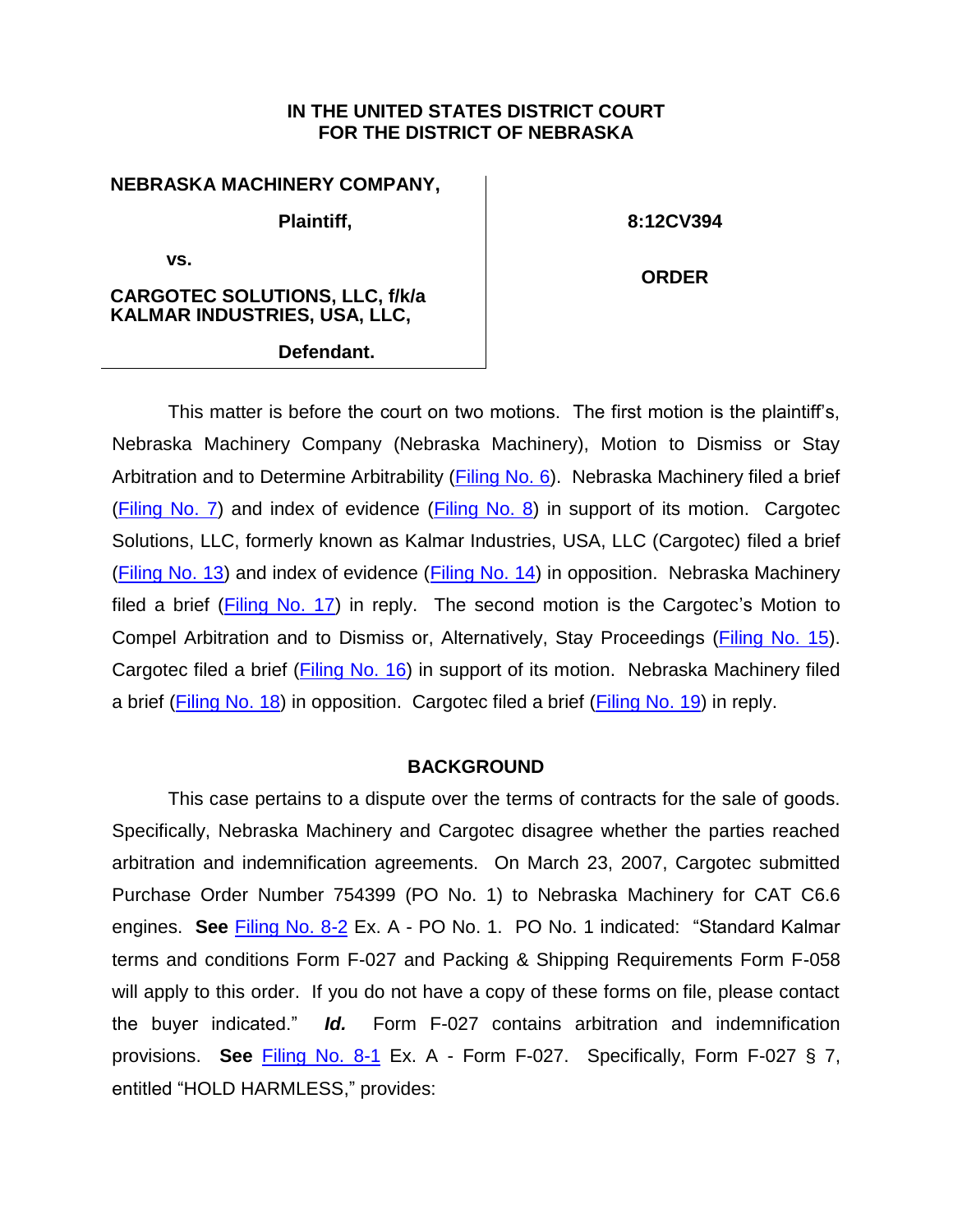**IN THE UNITED STATES DISTRICT COURT**
**FOR THE DISTRICT OF NEBRASKA**

| | |
|---|---|
| **NEBRASKA MACHINERY COMPANY,** | **8:12CV394** |
| **Plaintiff,** | |
| **vs.** | **ORDER** |
| **CARGOTEC SOLUTIONS, LLC, f/k/a KALMAR INDUSTRIES, USA, LLC,** | |
| **Defendant.** | |

This matter is before the court on two motions. The first motion is the plaintiff's, Nebraska Machinery Company (Nebraska Machinery), Motion to Dismiss or Stay Arbitration and to Determine Arbitrability (Filing No. 6). Nebraska Machinery filed a brief (Filing No. 7) and index of evidence (Filing No. 8) in support of its motion. Cargotec Solutions, LLC, formerly known as Kalmar Industries, USA, LLC (Cargotec) filed a brief (Filing No. 13) and index of evidence (Filing No. 14) in opposition. Nebraska Machinery filed a brief (Filing No. 17) in reply. The second motion is the Cargotec's Motion to Compel Arbitration and to Dismiss or, Alternatively, Stay Proceedings (Filing No. 15). Cargotec filed a brief (Filing No. 16) in support of its motion. Nebraska Machinery filed a brief (Filing No. 18) in opposition. Cargotec filed a brief (Filing No. 19) in reply.

**BACKGROUND**

This case pertains to a dispute over the terms of contracts for the sale of goods. Specifically, Nebraska Machinery and Cargotec disagree whether the parties reached arbitration and indemnification agreements. On March 23, 2007, Cargotec submitted Purchase Order Number 754399 (PO No. 1) to Nebraska Machinery for CAT C6.6 engines. **See** Filing No. 8-2 Ex. A - PO No. 1. PO No. 1 indicated: "Standard Kalmar terms and conditions Form F-027 and Packing & Shipping Requirements Form F-058 will apply to this order. If you do not have a copy of these forms on file, please contact the buyer indicated." ***Id.*** Form F-027 contains arbitration and indemnification provisions. **See** Filing No. 8-1 Ex. A - Form F-027. Specifically, Form F-027 § 7, entitled "HOLD HARMLESS," provides: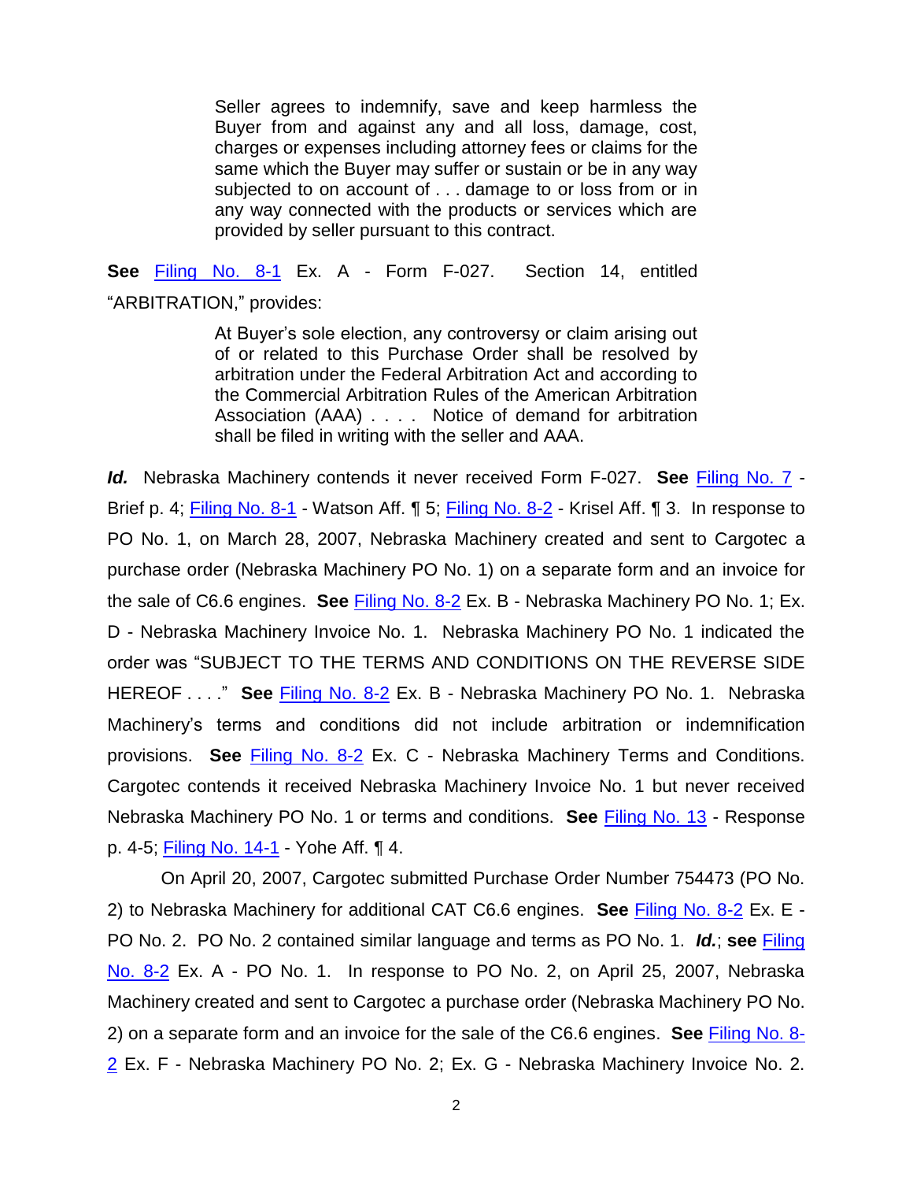> Seller agrees to indemnify, save and keep harmless the Buyer from and against any and all loss, damage, cost, charges or expenses including attorney fees or claims for the same which the Buyer may suffer or sustain or be in any way subjected to on account of . . . damage to or loss from or in any way connected with the products or services which are provided by seller pursuant to this contract.

**See** Filing No. 8-1 Ex. A - Form F-027. Section 14, entitled "ARBITRATION," provides:

> At Buyer's sole election, any controversy or claim arising out of or related to this Purchase Order shall be resolved by arbitration under the Federal Arbitration Act and according to the Commercial Arbitration Rules of the American Arbitration Association (AAA) . . . . Notice of demand for arbitration shall be filed in writing with the seller and AAA.

***Id.*** Nebraska Machinery contends it never received Form F-027. **See** Filing No. 7 - Brief p. 4; Filing No. 8-1 - Watson Aff. ¶ 5; Filing No. 8-2 - Krisel Aff. ¶ 3. In response to PO No. 1, on March 28, 2007, Nebraska Machinery created and sent to Cargotec a purchase order (Nebraska Machinery PO No. 1) on a separate form and an invoice for the sale of C6.6 engines. **See** Filing No. 8-2 Ex. B - Nebraska Machinery PO No. 1; Ex. D - Nebraska Machinery Invoice No. 1. Nebraska Machinery PO No. 1 indicated the order was "SUBJECT TO THE TERMS AND CONDITIONS ON THE REVERSE SIDE HEREOF . . . ." **See** Filing No. 8-2 Ex. B - Nebraska Machinery PO No. 1. Nebraska Machinery's terms and conditions did not include arbitration or indemnification provisions. **See** Filing No. 8-2 Ex. C - Nebraska Machinery Terms and Conditions. Cargotec contends it received Nebraska Machinery Invoice No. 1 but never received Nebraska Machinery PO No. 1 or terms and conditions. **See** Filing No. 13 - Response p. 4-5; Filing No. 14-1 - Yohe Aff. ¶ 4.

On April 20, 2007, Cargotec submitted Purchase Order Number 754473 (PO No. 2) to Nebraska Machinery for additional CAT C6.6 engines. **See** Filing No. 8-2 Ex. E - PO No. 2. PO No. 2 contained similar language and terms as PO No. 1. ***Id.***; **see** Filing No. 8-2 Ex. A - PO No. 1. In response to PO No. 2, on April 25, 2007, Nebraska Machinery created and sent to Cargotec a purchase order (Nebraska Machinery PO No. 2) on a separate form and an invoice for the sale of the C6.6 engines. **See** Filing No. 8-2 Ex. F - Nebraska Machinery PO No. 2; Ex. G - Nebraska Machinery Invoice No. 2.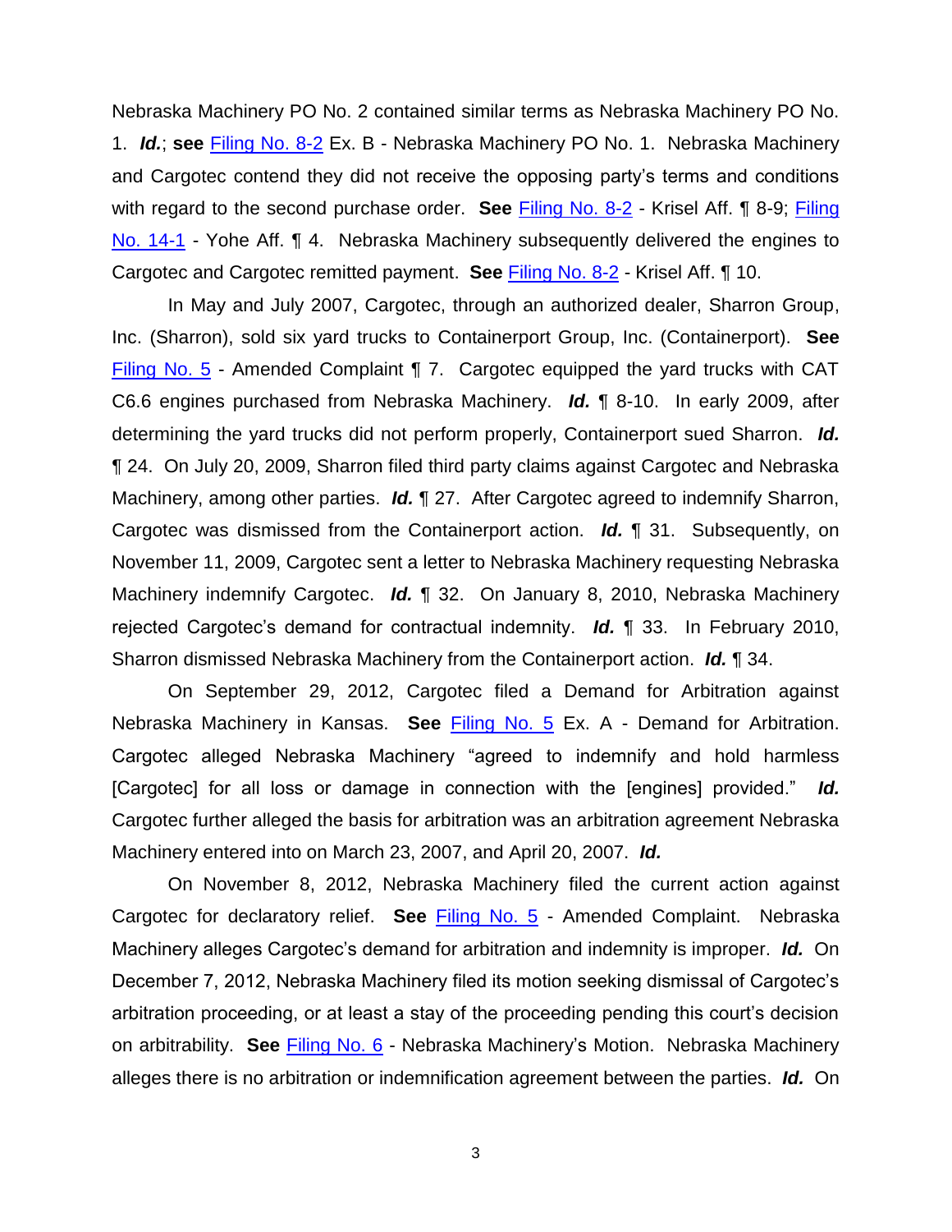Nebraska Machinery PO No. 2 contained similar terms as Nebraska Machinery PO No. 1. ***Id.***; **see** Filing No. 8-2 Ex. B - Nebraska Machinery PO No. 1. Nebraska Machinery and Cargotec contend they did not receive the opposing party's terms and conditions with regard to the second purchase order. **See** Filing No. 8-2 - Krisel Aff. ¶ 8-9; Filing No. 14-1 - Yohe Aff. ¶ 4. Nebraska Machinery subsequently delivered the engines to Cargotec and Cargotec remitted payment. **See** Filing No. 8-2 - Krisel Aff. ¶ 10.

In May and July 2007, Cargotec, through an authorized dealer, Sharron Group, Inc. (Sharron), sold six yard trucks to Containerport Group, Inc. (Containerport). **See** Filing No. 5 - Amended Complaint ¶ 7. Cargotec equipped the yard trucks with CAT C6.6 engines purchased from Nebraska Machinery. ***Id.*** ¶ 8-10. In early 2009, after determining the yard trucks did not perform properly, Containerport sued Sharron. ***Id.*** ¶ 24. On July 20, 2009, Sharron filed third party claims against Cargotec and Nebraska Machinery, among other parties. ***Id.*** ¶ 27. After Cargotec agreed to indemnify Sharron, Cargotec was dismissed from the Containerport action. ***Id.*** ¶ 31. Subsequently, on November 11, 2009, Cargotec sent a letter to Nebraska Machinery requesting Nebraska Machinery indemnify Cargotec. ***Id.*** ¶ 32. On January 8, 2010, Nebraska Machinery rejected Cargotec's demand for contractual indemnity. ***Id.*** ¶ 33. In February 2010, Sharron dismissed Nebraska Machinery from the Containerport action. ***Id.*** ¶ 34.

On September 29, 2012, Cargotec filed a Demand for Arbitration against Nebraska Machinery in Kansas. **See** Filing No. 5 Ex. A - Demand for Arbitration. Cargotec alleged Nebraska Machinery "agreed to indemnify and hold harmless [Cargotec] for all loss or damage in connection with the [engines] provided." ***Id.*** Cargotec further alleged the basis for arbitration was an arbitration agreement Nebraska Machinery entered into on March 23, 2007, and April 20, 2007. ***Id.***

On November 8, 2012, Nebraska Machinery filed the current action against Cargotec for declaratory relief. **See** Filing No. 5 - Amended Complaint. Nebraska Machinery alleges Cargotec's demand for arbitration and indemnity is improper. ***Id.*** On December 7, 2012, Nebraska Machinery filed its motion seeking dismissal of Cargotec's arbitration proceeding, or at least a stay of the proceeding pending this court's decision on arbitrability. **See** Filing No. 6 - Nebraska Machinery's Motion. Nebraska Machinery alleges there is no arbitration or indemnification agreement between the parties. ***Id.*** On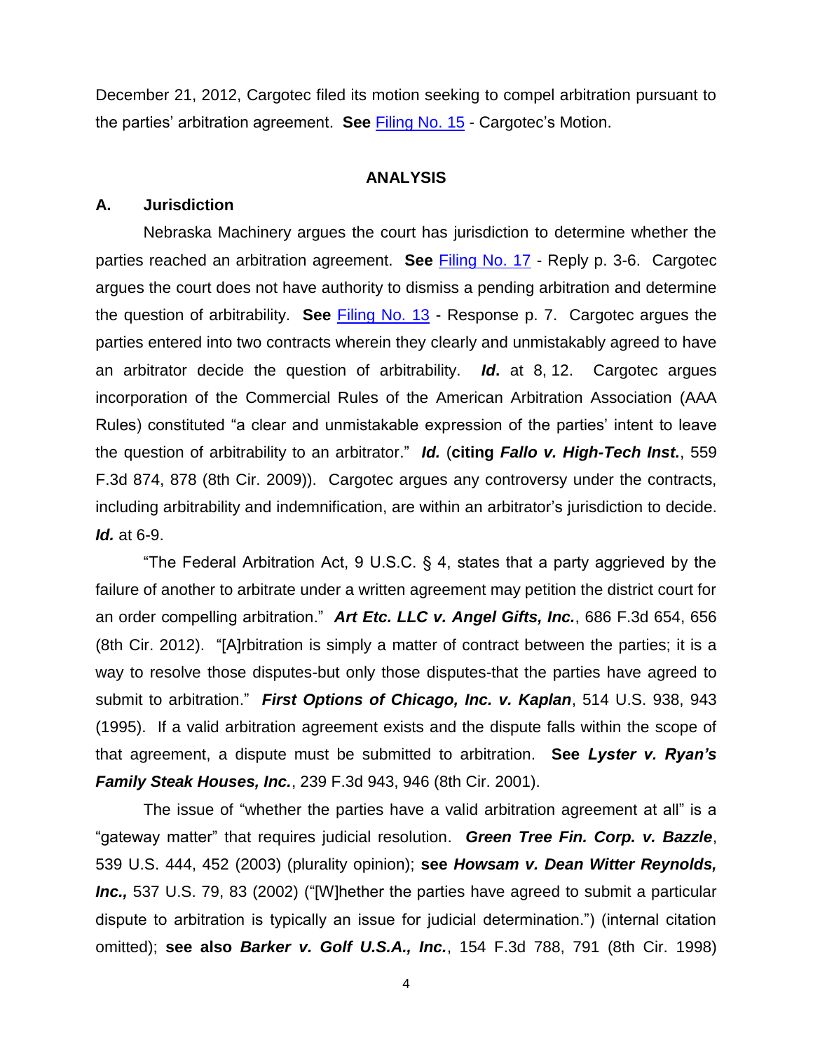December 21, 2012, Cargotec filed its motion seeking to compel arbitration pursuant to the parties' arbitration agreement. **See** Filing No. 15 - Cargotec's Motion.

**ANALYSIS**

**A. Jurisdiction**

Nebraska Machinery argues the court has jurisdiction to determine whether the parties reached an arbitration agreement. **See** Filing No. 17 - Reply p. 3-6. Cargotec argues the court does not have authority to dismiss a pending arbitration and determine the question of arbitrability. **See** Filing No. 13 - Response p. 7. Cargotec argues the parties entered into two contracts wherein they clearly and unmistakably agreed to have an arbitrator decide the question of arbitrability. ***Id.*** at 8, 12. Cargotec argues incorporation of the Commercial Rules of the American Arbitration Association (AAA Rules) constituted "a clear and unmistakable expression of the parties' intent to leave the question of arbitrability to an arbitrator." ***Id.*** (**citing** ***Fallo v. High-Tech Inst.***, 559 F.3d 874, 878 (8th Cir. 2009)). Cargotec argues any controversy under the contracts, including arbitrability and indemnification, are within an arbitrator's jurisdiction to decide. ***Id.*** at 6-9.

"The Federal Arbitration Act, 9 U.S.C. § 4, states that a party aggrieved by the failure of another to arbitrate under a written agreement may petition the district court for an order compelling arbitration." ***Art Etc. LLC v. Angel Gifts, Inc.***, 686 F.3d 654, 656 (8th Cir. 2012). "[A]rbitration is simply a matter of contract between the parties; it is a way to resolve those disputes-but only those disputes-that the parties have agreed to submit to arbitration." ***First Options of Chicago, Inc. v. Kaplan***, 514 U.S. 938, 943 (1995). If a valid arbitration agreement exists and the dispute falls within the scope of that agreement, a dispute must be submitted to arbitration. **See** ***Lyster v. Ryan's Family Steak Houses, Inc.***, 239 F.3d 943, 946 (8th Cir. 2001).

The issue of "whether the parties have a valid arbitration agreement at all" is a "gateway matter" that requires judicial resolution. ***Green Tree Fin. Corp. v. Bazzle***, 539 U.S. 444, 452 (2003) (plurality opinion); **see** ***Howsam v. Dean Witter Reynolds, Inc.,*** 537 U.S. 79, 83 (2002) ("[W]hether the parties have agreed to submit a particular dispute to arbitration is typically an issue for judicial determination.") (internal citation omitted); **see also** ***Barker v. Golf U.S.A., Inc.***, 154 F.3d 788, 791 (8th Cir. 1998)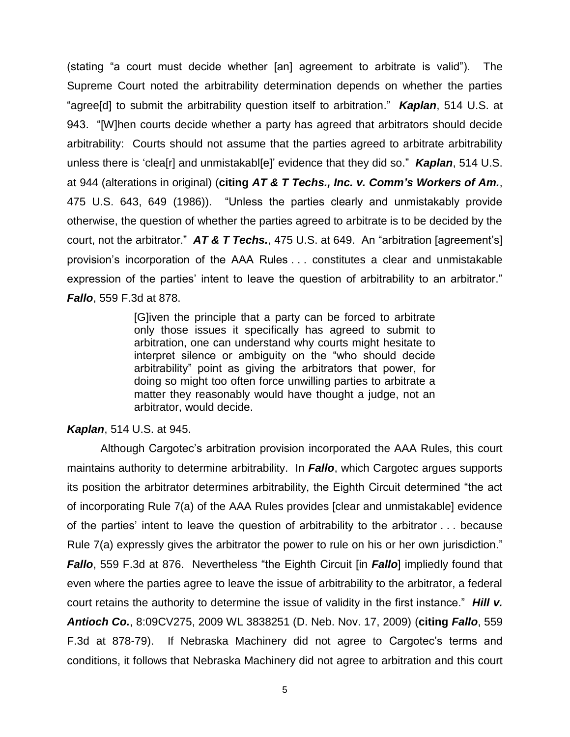(stating "a court must decide whether [an] agreement to arbitrate is valid"). The Supreme Court noted the arbitrability determination depends on whether the parties "agree[d] to submit the arbitrability question itself to arbitration." ***Kaplan***, 514 U.S. at 943. "[W]hen courts decide whether a party has agreed that arbitrators should decide arbitrability: Courts should not assume that the parties agreed to arbitrate arbitrability unless there is 'clea[r] and unmistakabl[e]' evidence that they did so." ***Kaplan***, 514 U.S. at 944 (alterations in original) (**citing *AT & T Techs., Inc. v. Comm's Workers of Am.***, 475 U.S. 643, 649 (1986)). "Unless the parties clearly and unmistakably provide otherwise, the question of whether the parties agreed to arbitrate is to be decided by the court, not the arbitrator." ***AT & T Techs.***, 475 U.S. at 649. An "arbitration [agreement's] provision's incorporation of the AAA Rules . . . constitutes a clear and unmistakable expression of the parties' intent to leave the question of arbitrability to an arbitrator." ***Fallo***, 559 F.3d at 878.

> [G]iven the principle that a party can be forced to arbitrate only those issues it specifically has agreed to submit to arbitration, one can understand why courts might hesitate to interpret silence or ambiguity on the "who should decide arbitrability" point as giving the arbitrators that power, for doing so might too often force unwilling parties to arbitrate a matter they reasonably would have thought a judge, not an arbitrator, would decide.

***Kaplan***, 514 U.S. at 945.

Although Cargotec's arbitration provision incorporated the AAA Rules, this court maintains authority to determine arbitrability. In ***Fallo***, which Cargotec argues supports its position the arbitrator determines arbitrability, the Eighth Circuit determined "the act of incorporating Rule 7(a) of the AAA Rules provides [clear and unmistakable] evidence of the parties' intent to leave the question of arbitrability to the arbitrator . . . because Rule 7(a) expressly gives the arbitrator the power to rule on his or her own jurisdiction." ***Fallo***, 559 F.3d at 876. Nevertheless "the Eighth Circuit [in ***Fallo***] impliedly found that even where the parties agree to leave the issue of arbitrability to the arbitrator, a federal court retains the authority to determine the issue of validity in the first instance." ***Hill v. Antioch Co.***, 8:09CV275, 2009 WL 3838251 (D. Neb. Nov. 17, 2009) (**citing *Fallo***, 559 F.3d at 878-79). If Nebraska Machinery did not agree to Cargotec's terms and conditions, it follows that Nebraska Machinery did not agree to arbitration and this court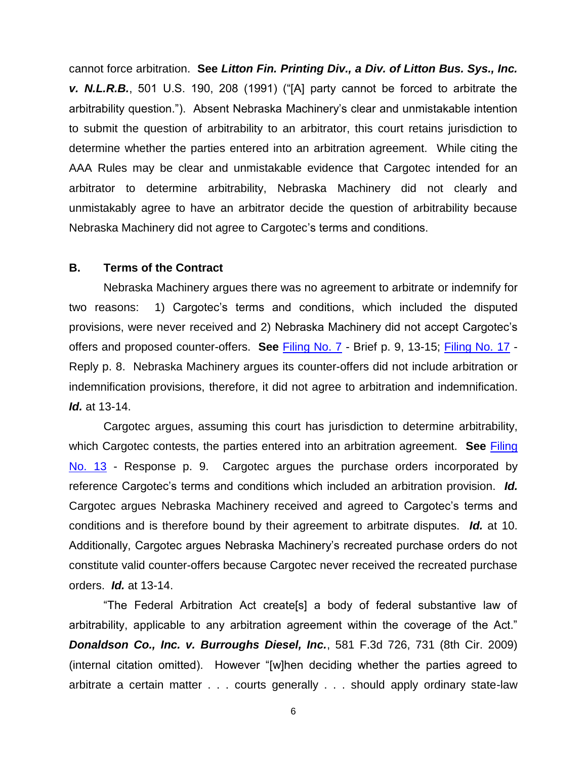cannot force arbitration. **See** ***Litton Fin. Printing Div., a Div. of Litton Bus. Sys., Inc. v. N.L.R.B.***, 501 U.S. 190, 208 (1991) ("[A] party cannot be forced to arbitrate the arbitrability question."). Absent Nebraska Machinery's clear and unmistakable intention to submit the question of arbitrability to an arbitrator, this court retains jurisdiction to determine whether the parties entered into an arbitration agreement. While citing the AAA Rules may be clear and unmistakable evidence that Cargotec intended for an arbitrator to determine arbitrability, Nebraska Machinery did not clearly and unmistakably agree to have an arbitrator decide the question of arbitrability because Nebraska Machinery did not agree to Cargotec's terms and conditions.

### B. Terms of the Contract

Nebraska Machinery argues there was no agreement to arbitrate or indemnify for two reasons: 1) Cargotec's terms and conditions, which included the disputed provisions, were never received and 2) Nebraska Machinery did not accept Cargotec's offers and proposed counter-offers. **See** Filing No. 7 - Brief p. 9, 13-15; Filing No. 17 - Reply p. 8. Nebraska Machinery argues its counter-offers did not include arbitration or indemnification provisions, therefore, it did not agree to arbitration and indemnification. ***Id.*** at 13-14.

Cargotec argues, assuming this court has jurisdiction to determine arbitrability, which Cargotec contests, the parties entered into an arbitration agreement. **See** Filing No. 13 - Response p. 9. Cargotec argues the purchase orders incorporated by reference Cargotec's terms and conditions which included an arbitration provision. ***Id.*** Cargotec argues Nebraska Machinery received and agreed to Cargotec's terms and conditions and is therefore bound by their agreement to arbitrate disputes. ***Id.*** at 10. Additionally, Cargotec argues Nebraska Machinery's recreated purchase orders do not constitute valid counter-offers because Cargotec never received the recreated purchase orders. ***Id.*** at 13-14.

"The Federal Arbitration Act create[s] a body of federal substantive law of arbitrability, applicable to any arbitration agreement within the coverage of the Act." ***Donaldson Co., Inc. v. Burroughs Diesel, Inc.***, 581 F.3d 726, 731 (8th Cir. 2009) (internal citation omitted). However "[w]hen deciding whether the parties agreed to arbitrate a certain matter . . . courts generally . . . should apply ordinary state-law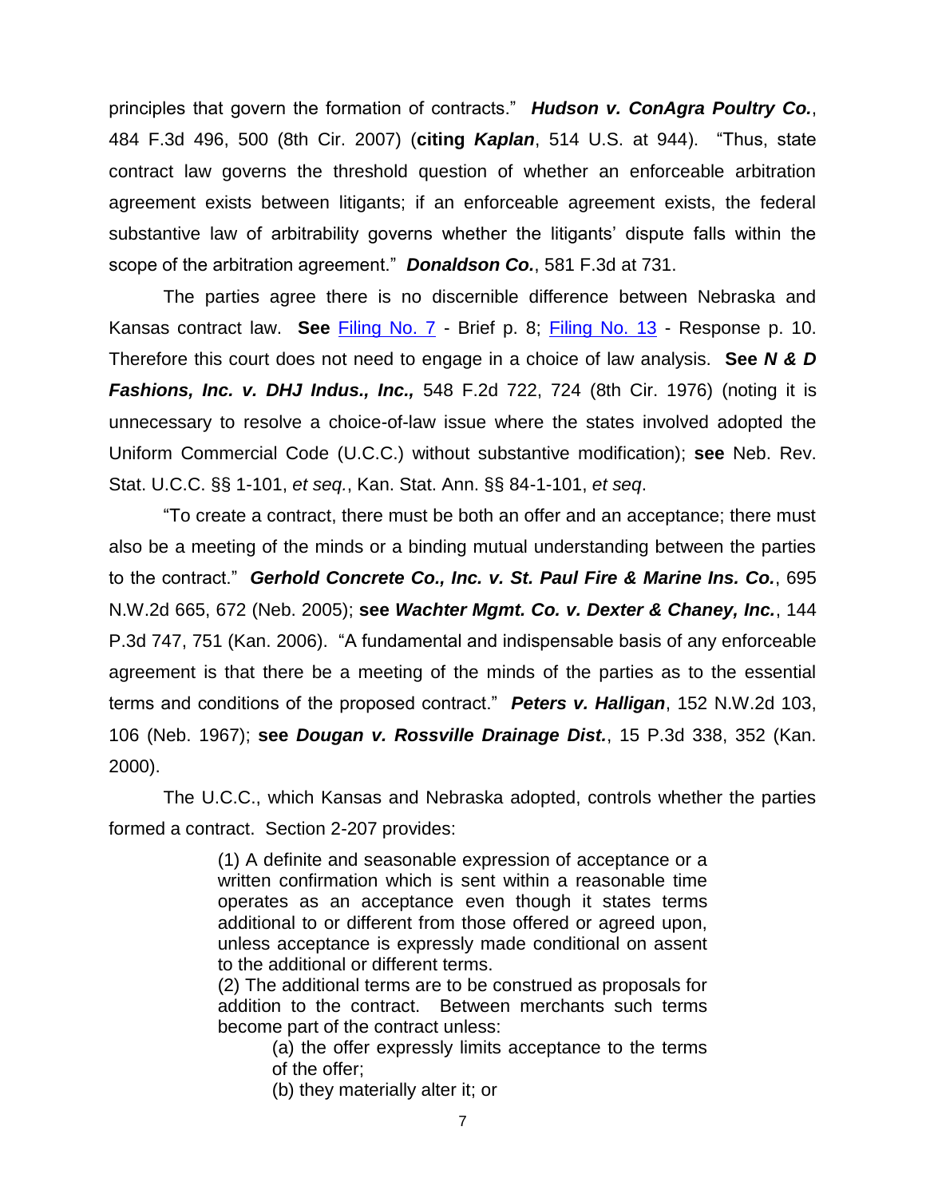principles that govern the formation of contracts." ***Hudson v. ConAgra Poultry Co.***, 484 F.3d 496, 500 (8th Cir. 2007) (**citing *Kaplan***, 514 U.S. at 944). "Thus, state contract law governs the threshold question of whether an enforceable arbitration agreement exists between litigants; if an enforceable agreement exists, the federal substantive law of arbitrability governs whether the litigants' dispute falls within the scope of the arbitration agreement." ***Donaldson Co.***, 581 F.3d at 731.

The parties agree there is no discernible difference between Nebraska and Kansas contract law. **See** Filing No. 7 - Brief p. 8; Filing No. 13 - Response p. 10. Therefore this court does not need to engage in a choice of law analysis. **See *N & D Fashions, Inc. v. DHJ Indus., Inc.,*** 548 F.2d 722, 724 (8th Cir. 1976) (noting it is unnecessary to resolve a choice-of-law issue where the states involved adopted the Uniform Commercial Code (U.C.C.) without substantive modification); **see** Neb. Rev. Stat. U.C.C. §§ 1-101, *et seq.*, Kan. Stat. Ann. §§ 84-1-101, *et seq*.

"To create a contract, there must be both an offer and an acceptance; there must also be a meeting of the minds or a binding mutual understanding between the parties to the contract." ***Gerhold Concrete Co., Inc. v. St. Paul Fire & Marine Ins. Co.***, 695 N.W.2d 665, 672 (Neb. 2005); **see *Wachter Mgmt. Co. v. Dexter & Chaney, Inc.***, 144 P.3d 747, 751 (Kan. 2006). "A fundamental and indispensable basis of any enforceable agreement is that there be a meeting of the minds of the parties as to the essential terms and conditions of the proposed contract." ***Peters v. Halligan***, 152 N.W.2d 103, 106 (Neb. 1967); **see *Dougan v. Rossville Drainage Dist.***, 15 P.3d 338, 352 (Kan. 2000).

The U.C.C., which Kansas and Nebraska adopted, controls whether the parties formed a contract. Section 2-207 provides:

> (1) A definite and seasonable expression of acceptance or a written confirmation which is sent within a reasonable time operates as an acceptance even though it states terms additional to or different from those offered or agreed upon, unless acceptance is expressly made conditional on assent to the additional or different terms.
>
> (2) The additional terms are to be construed as proposals for addition to the contract. Between merchants such terms become part of the contract unless:
>
> > (a) the offer expressly limits acceptance to the terms of the offer;
> >
> > (b) they materially alter it; or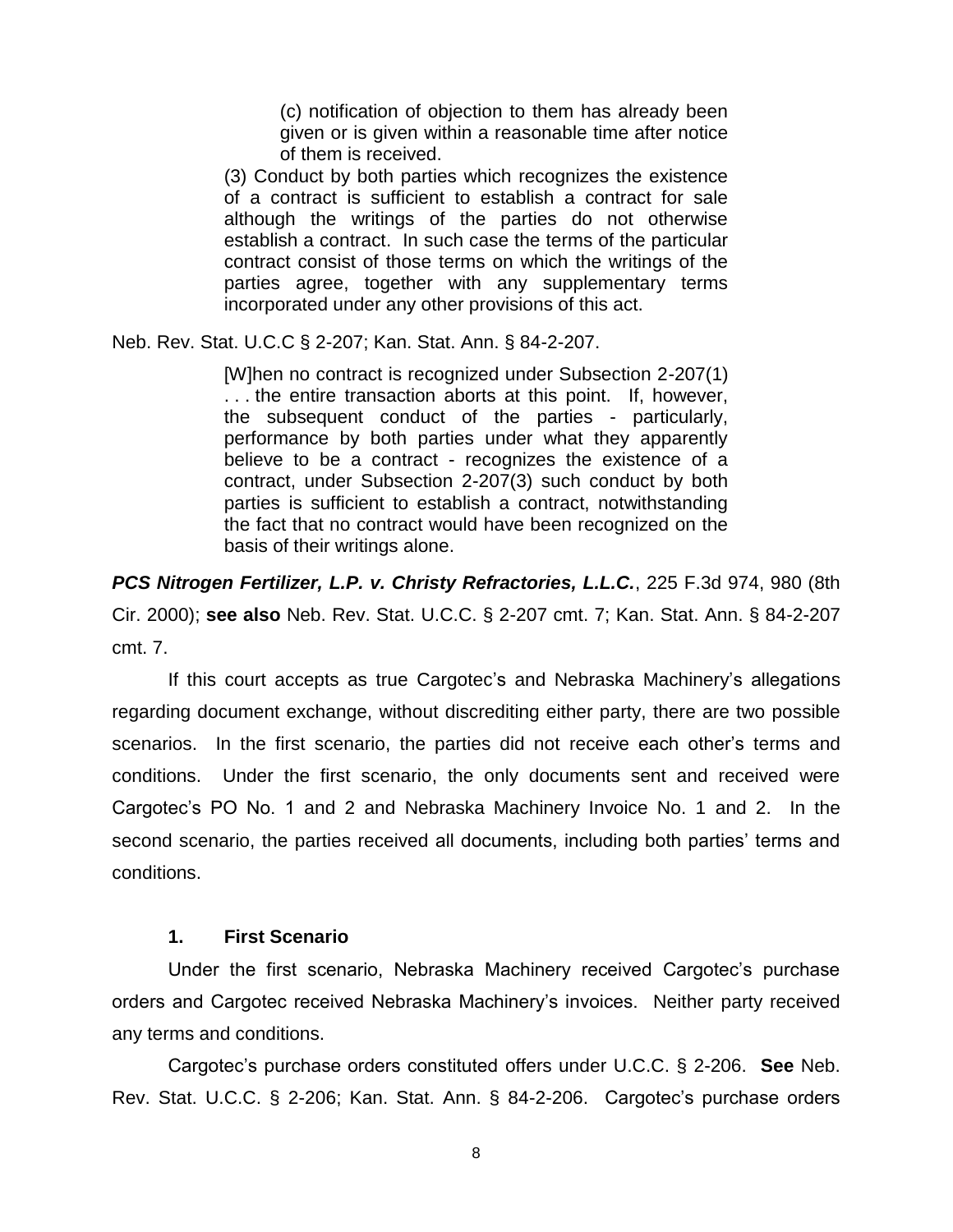> (c) notification of objection to them has already been given or is given within a reasonable time after notice of them is received.
>
> (3) Conduct by both parties which recognizes the existence of a contract is sufficient to establish a contract for sale although the writings of the parties do not otherwise establish a contract. In such case the terms of the particular contract consist of those terms on which the writings of the parties agree, together with any supplementary terms incorporated under any other provisions of this act.

Neb. Rev. Stat. U.C.C § 2-207; Kan. Stat. Ann. § 84-2-207.

> [W]hen no contract is recognized under Subsection 2-207(1) . . . the entire transaction aborts at this point. If, however, the subsequent conduct of the parties - particularly, performance by both parties under what they apparently believe to be a contract - recognizes the existence of a contract, under Subsection 2-207(3) such conduct by both parties is sufficient to establish a contract, notwithstanding the fact that no contract would have been recognized on the basis of their writings alone.

***PCS Nitrogen Fertilizer, L.P. v. Christy Refractories, L.L.C.***, 225 F.3d 974, 980 (8th Cir. 2000); **see also** Neb. Rev. Stat. U.C.C. § 2-207 cmt. 7; Kan. Stat. Ann. § 84-2-207 cmt. 7.

If this court accepts as true Cargotec's and Nebraska Machinery's allegations regarding document exchange, without discrediting either party, there are two possible scenarios. In the first scenario, the parties did not receive each other's terms and conditions. Under the first scenario, the only documents sent and received were Cargotec's PO No. 1 and 2 and Nebraska Machinery Invoice No. 1 and 2. In the second scenario, the parties received all documents, including both parties' terms and conditions.

### 1. First Scenario

Under the first scenario, Nebraska Machinery received Cargotec's purchase orders and Cargotec received Nebraska Machinery's invoices. Neither party received any terms and conditions.

Cargotec's purchase orders constituted offers under U.C.C. § 2-206. **See** Neb. Rev. Stat. U.C.C. § 2-206; Kan. Stat. Ann. § 84-2-206. Cargotec's purchase orders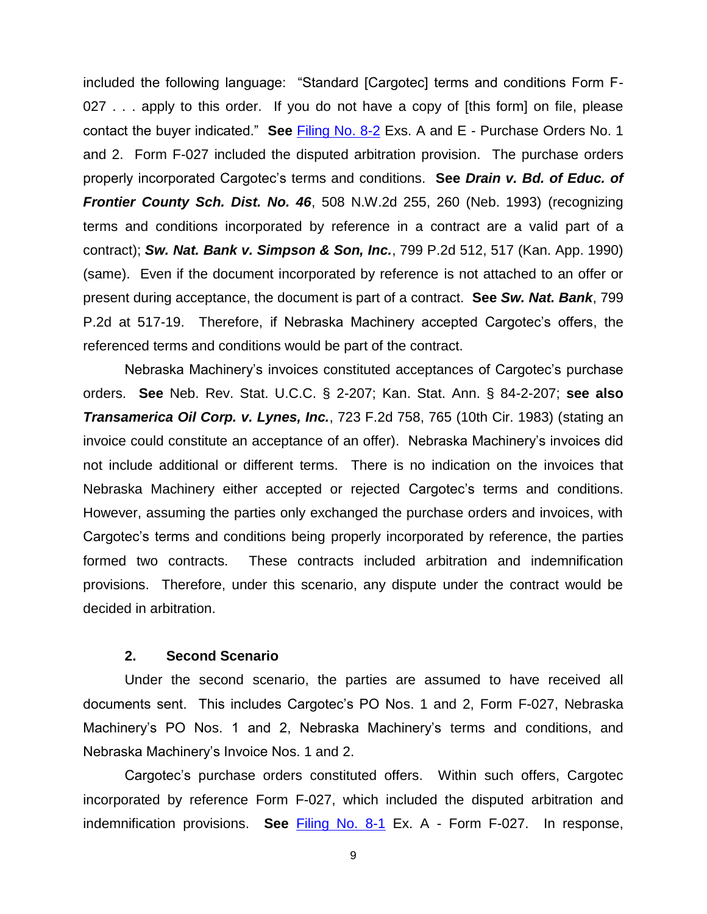included the following language: "Standard [Cargotec] terms and conditions Form F-027 . . . apply to this order. If you do not have a copy of [this form] on file, please contact the buyer indicated." **See** Filing No. 8-2 Exs. A and E - Purchase Orders No. 1 and 2. Form F-027 included the disputed arbitration provision. The purchase orders properly incorporated Cargotec's terms and conditions. **See** ***Drain v. Bd. of Educ. of Frontier County Sch. Dist. No. 46***, 508 N.W.2d 255, 260 (Neb. 1993) (recognizing terms and conditions incorporated by reference in a contract are a valid part of a contract); ***Sw. Nat. Bank v. Simpson & Son, Inc.***, 799 P.2d 512, 517 (Kan. App. 1990) (same). Even if the document incorporated by reference is not attached to an offer or present during acceptance, the document is part of a contract. **See** ***Sw. Nat. Bank***, 799 P.2d at 517-19. Therefore, if Nebraska Machinery accepted Cargotec's offers, the referenced terms and conditions would be part of the contract.

Nebraska Machinery's invoices constituted acceptances of Cargotec's purchase orders. **See** Neb. Rev. Stat. U.C.C. § 2-207; Kan. Stat. Ann. § 84-2-207; **see also** ***Transamerica Oil Corp. v. Lynes, Inc.***, 723 F.2d 758, 765 (10th Cir. 1983) (stating an invoice could constitute an acceptance of an offer). Nebraska Machinery's invoices did not include additional or different terms. There is no indication on the invoices that Nebraska Machinery either accepted or rejected Cargotec's terms and conditions. However, assuming the parties only exchanged the purchase orders and invoices, with Cargotec's terms and conditions being properly incorporated by reference, the parties formed two contracts. These contracts included arbitration and indemnification provisions. Therefore, under this scenario, any dispute under the contract would be decided in arbitration.

### 2. Second Scenario

Under the second scenario, the parties are assumed to have received all documents sent. This includes Cargotec's PO Nos. 1 and 2, Form F-027, Nebraska Machinery's PO Nos. 1 and 2, Nebraska Machinery's terms and conditions, and Nebraska Machinery's Invoice Nos. 1 and 2.

Cargotec's purchase orders constituted offers. Within such offers, Cargotec incorporated by reference Form F-027, which included the disputed arbitration and indemnification provisions. **See** Filing No. 8-1 Ex. A - Form F-027. In response,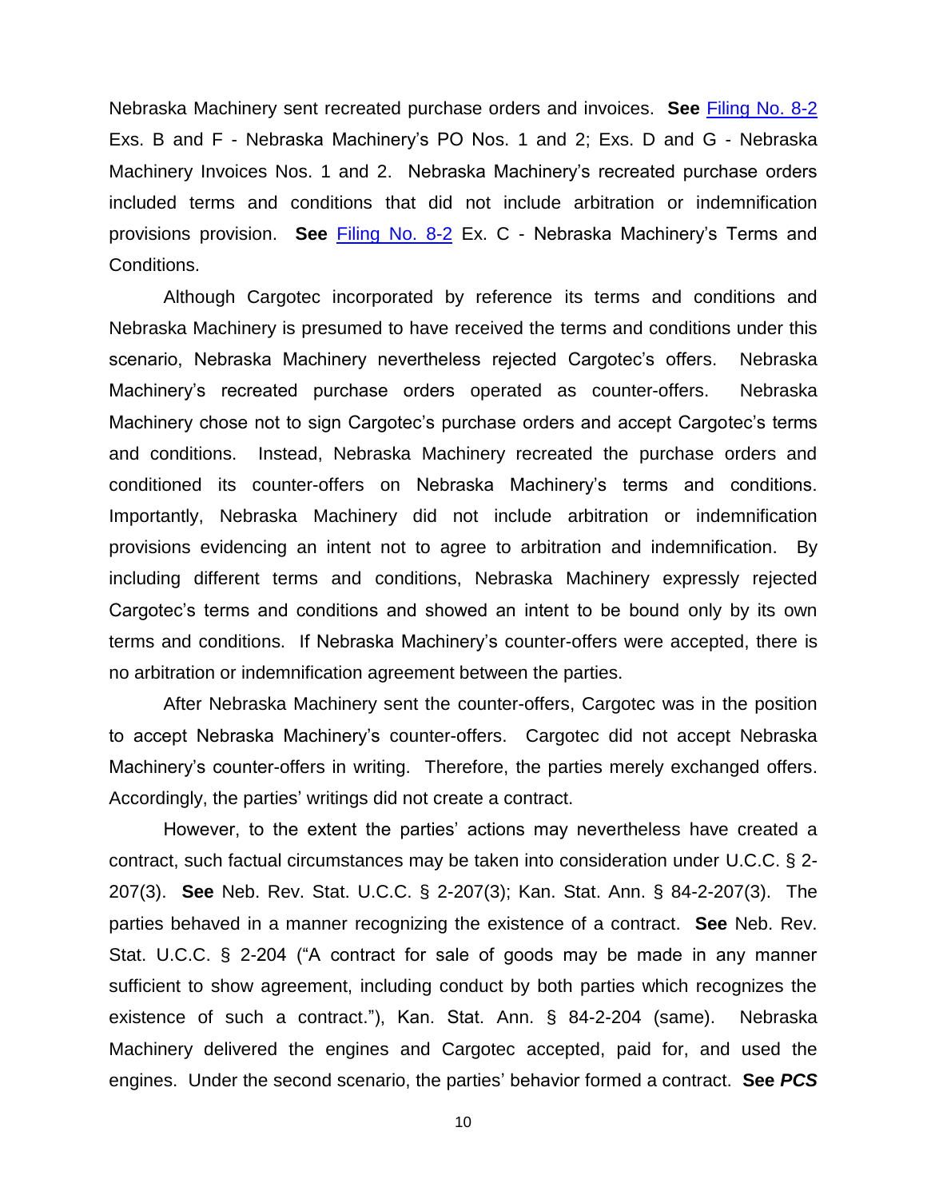Nebraska Machinery sent recreated purchase orders and invoices. **See** Filing No. 8-2 Exs. B and F - Nebraska Machinery's PO Nos. 1 and 2; Exs. D and G - Nebraska Machinery Invoices Nos. 1 and 2. Nebraska Machinery's recreated purchase orders included terms and conditions that did not include arbitration or indemnification provisions provision. **See** Filing No. 8-2 Ex. C - Nebraska Machinery's Terms and Conditions.

Although Cargotec incorporated by reference its terms and conditions and Nebraska Machinery is presumed to have received the terms and conditions under this scenario, Nebraska Machinery nevertheless rejected Cargotec's offers. Nebraska Machinery's recreated purchase orders operated as counter-offers. Nebraska Machinery chose not to sign Cargotec's purchase orders and accept Cargotec's terms and conditions. Instead, Nebraska Machinery recreated the purchase orders and conditioned its counter-offers on Nebraska Machinery's terms and conditions. Importantly, Nebraska Machinery did not include arbitration or indemnification provisions evidencing an intent not to agree to arbitration and indemnification. By including different terms and conditions, Nebraska Machinery expressly rejected Cargotec's terms and conditions and showed an intent to be bound only by its own terms and conditions. If Nebraska Machinery's counter-offers were accepted, there is no arbitration or indemnification agreement between the parties.

After Nebraska Machinery sent the counter-offers, Cargotec was in the position to accept Nebraska Machinery's counter-offers. Cargotec did not accept Nebraska Machinery's counter-offers in writing. Therefore, the parties merely exchanged offers. Accordingly, the parties' writings did not create a contract.

However, to the extent the parties' actions may nevertheless have created a contract, such factual circumstances may be taken into consideration under U.C.C. § 2-207(3). **See** Neb. Rev. Stat. U.C.C. § 2-207(3); Kan. Stat. Ann. § 84-2-207(3). The parties behaved in a manner recognizing the existence of a contract. **See** Neb. Rev. Stat. U.C.C. § 2-204 ("A contract for sale of goods may be made in any manner sufficient to show agreement, including conduct by both parties which recognizes the existence of such a contract."), Kan. Stat. Ann. § 84-2-204 (same). Nebraska Machinery delivered the engines and Cargotec accepted, paid for, and used the engines. Under the second scenario, the parties' behavior formed a contract. **See** ***PCS***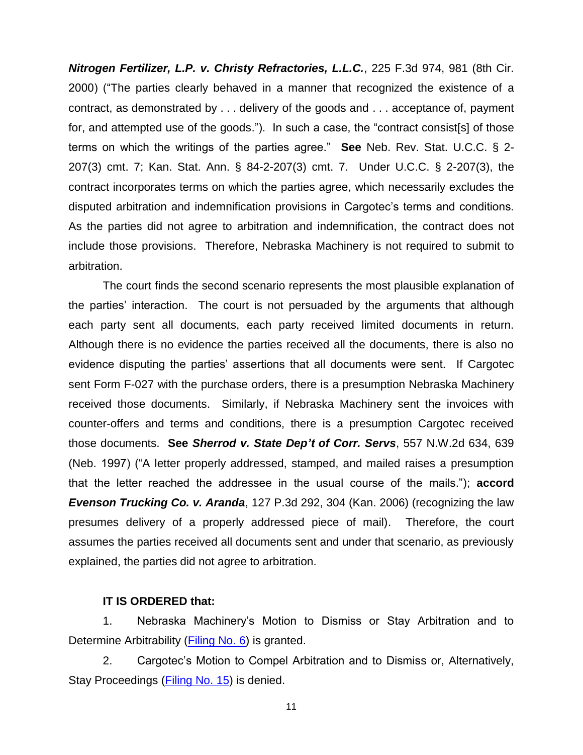***Nitrogen Fertilizer, L.P. v. Christy Refractories, L.L.C.***, 225 F.3d 974, 981 (8th Cir. 2000) ("The parties clearly behaved in a manner that recognized the existence of a contract, as demonstrated by . . . delivery of the goods and . . . acceptance of, payment for, and attempted use of the goods."). In such a case, the "contract consist[s] of those terms on which the writings of the parties agree." **See** Neb. Rev. Stat. U.C.C. § 2-207(3) cmt. 7; Kan. Stat. Ann. § 84-2-207(3) cmt. 7. Under U.C.C. § 2-207(3), the contract incorporates terms on which the parties agree, which necessarily excludes the disputed arbitration and indemnification provisions in Cargotec's terms and conditions. As the parties did not agree to arbitration and indemnification, the contract does not include those provisions. Therefore, Nebraska Machinery is not required to submit to arbitration.

The court finds the second scenario represents the most plausible explanation of the parties' interaction. The court is not persuaded by the arguments that although each party sent all documents, each party received limited documents in return. Although there is no evidence the parties received all the documents, there is also no evidence disputing the parties' assertions that all documents were sent. If Cargotec sent Form F-027 with the purchase orders, there is a presumption Nebraska Machinery received those documents. Similarly, if Nebraska Machinery sent the invoices with counter-offers and terms and conditions, there is a presumption Cargotec received those documents. **See** ***Sherrod v. State Dep't of Corr. Servs***, 557 N.W.2d 634, 639 (Neb. 1997) ("A letter properly addressed, stamped, and mailed raises a presumption that the letter reached the addressee in the usual course of the mails."); **accord** ***Evenson Trucking Co. v. Aranda***, 127 P.3d 292, 304 (Kan. 2006) (recognizing the law presumes delivery of a properly addressed piece of mail). Therefore, the court assumes the parties received all documents sent and under that scenario, as previously explained, the parties did not agree to arbitration.

**IT IS ORDERED that:**

1. Nebraska Machinery's Motion to Dismiss or Stay Arbitration and to Determine Arbitrability (Filing No. 6) is granted.

2. Cargotec's Motion to Compel Arbitration and to Dismiss or, Alternatively, Stay Proceedings (Filing No. 15) is denied.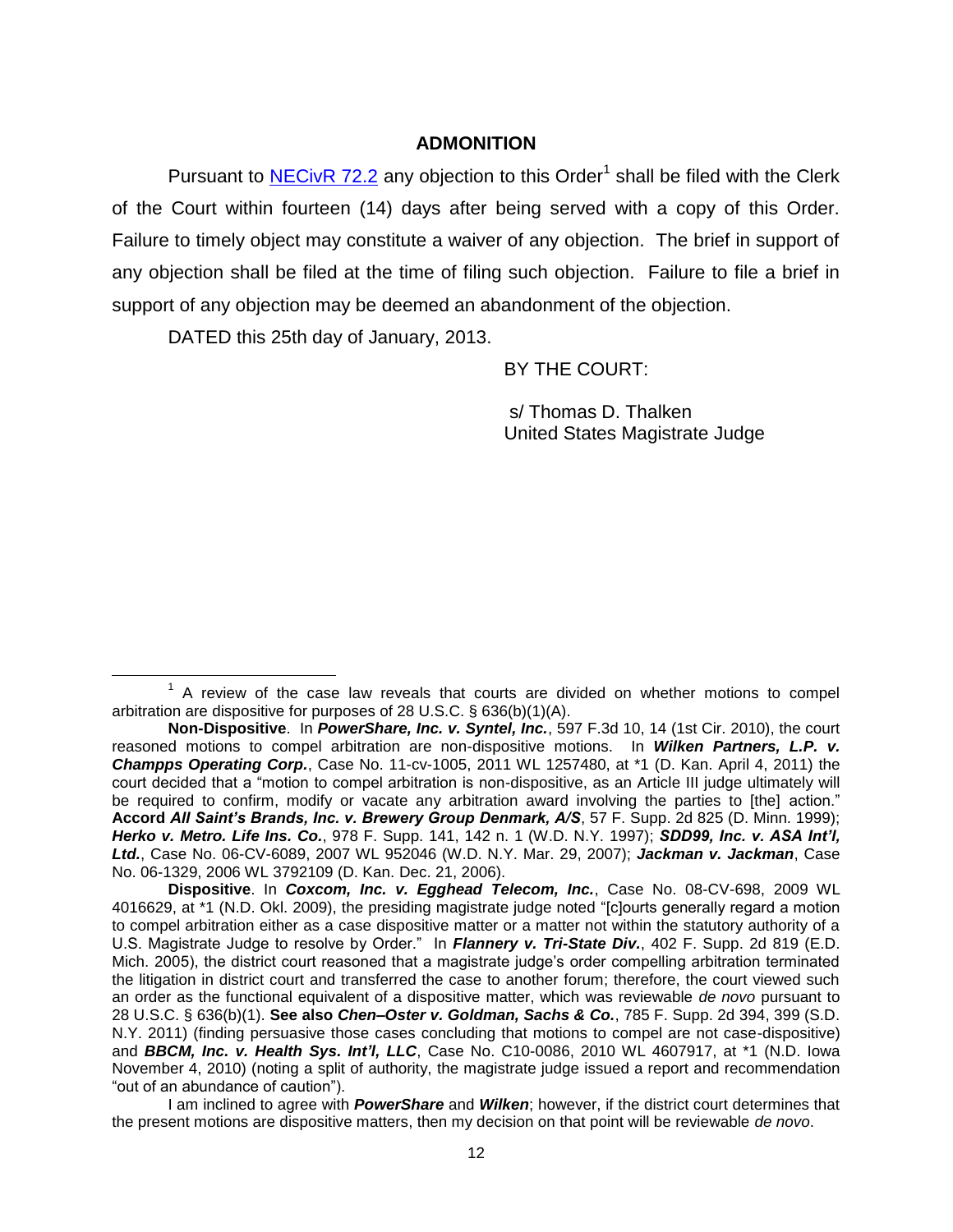**ADMONITION**

Pursuant to NECivR 72.2 any objection to this Order[1] shall be filed with the Clerk of the Court within fourteen (14) days after being served with a copy of this Order. Failure to timely object may constitute a waiver of any objection. The brief in support of any objection shall be filed at the time of filing such objection. Failure to file a brief in support of any objection may be deemed an abandonment of the objection.

DATED this 25th day of January, 2013.

BY THE COURT:

s/ Thomas D. Thalken
United States Magistrate Judge

---

[1] A review of the case law reveals that courts are divided on whether motions to compel arbitration are dispositive for purposes of 28 U.S.C. § 636(b)(1)(A).

**Non-Dispositive**. In ***PowerShare, Inc. v. Syntel, Inc.***, 597 F.3d 10, 14 (1st Cir. 2010), the court reasoned motions to compel arbitration are non-dispositive motions. In ***Wilken Partners, L.P. v. Champps Operating Corp.***, Case No. 11-cv-1005, 2011 WL 1257480, at *1 (D. Kan. April 4, 2011) the court decided that a "motion to compel arbitration is non-dispositive, as an Article III judge ultimately will be required to confirm, modify or vacate any arbitration award involving the parties to [the] action." **Accord *All Saint's Brands, Inc. v. Brewery Group Denmark, A/S***, 57 F. Supp. 2d 825 (D. Minn. 1999); ***Herko v. Metro. Life Ins. Co.***, 978 F. Supp. 141, 142 n. 1 (W.D. N.Y. 1997); ***SDD99, Inc. v. ASA Int'l, Ltd.***, Case No. 06-CV-6089, 2007 WL 952046 (W.D. N.Y. Mar. 29, 2007); ***Jackman v. Jackman***, Case No. 06-1329, 2006 WL 3792109 (D. Kan. Dec. 21, 2006).

**Dispositive**. In ***Coxcom, Inc. v. Egghead Telecom, Inc.***, Case No. 08-CV-698, 2009 WL 4016629, at *1 (N.D. Okl. 2009), the presiding magistrate judge noted "[c]ourts generally regard a motion to compel arbitration either as a case dispositive matter or a matter not within the statutory authority of a U.S. Magistrate Judge to resolve by Order." In ***Flannery v. Tri-State Div.***, 402 F. Supp. 2d 819 (E.D. Mich. 2005), the district court reasoned that a magistrate judge's order compelling arbitration terminated the litigation in district court and transferred the case to another forum; therefore, the court viewed such an order as the functional equivalent of a dispositive matter, which was reviewable *de novo* pursuant to 28 U.S.C. § 636(b)(1). **See also *Chen–Oster v. Goldman, Sachs & Co.***, 785 F. Supp. 2d 394, 399 (S.D. N.Y. 2011) (finding persuasive those cases concluding that motions to compel are not case-dispositive) and ***BBCM, Inc. v. Health Sys. Int'l, LLC***, Case No. C10-0086, 2010 WL 4607917, at *1 (N.D. Iowa November 4, 2010) (noting a split of authority, the magistrate judge issued a report and recommendation "out of an abundance of caution").

I am inclined to agree with ***PowerShare*** and ***Wilken***; however, if the district court determines that the present motions are dispositive matters, then my decision on that point will be reviewable *de novo*.